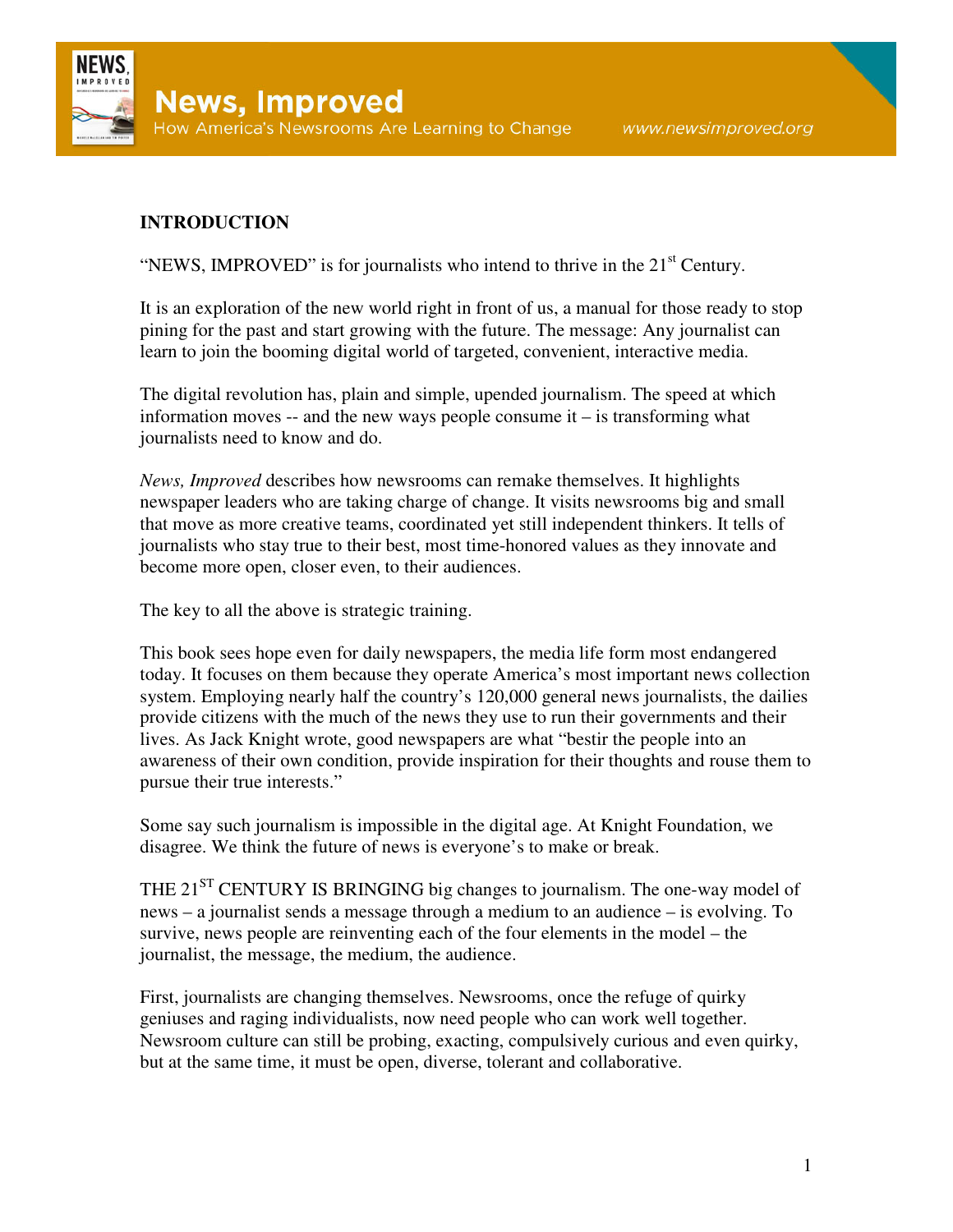## INTRODUCTION

"NEWS, IMPROVED" is for journalists who intend to thrive in the 21st Century.

It is an exploration of the new world right in front of us, a manual for those ready to stop pining for the past and start growing with the future. The message: Any journalist can learn to join the booming digital world of targeted, convenient, interactive media.

The digital revolution has, plain and simple, upended journalism. The speed at which information moves -- and the new ways people consume it – is transforming what journalists need to know and do.

*News, Improved* describes how newsrooms can remake themselves. It highlights newspaper leaders who are taking charge of change. It visits newsrooms big and small that move as more creative teams, coordinated yet still independent thinkers. It tells of journalists who stay true to their best, most time-honored values as they innovate and become more open, closer even, to their audiences.

The key to all the above is strategic training.

This book sees hope even for daily newspapers, the media life form most endangered today. It focuses on them because they operate America's most important news collection system. Employing nearly half the country's 120,000 general news journalists, the dailies provide citizens with the much of the news they use to run their governments and their lives. As Jack Knight wrote, good newspapers are what "bestir the people into an awareness of their own condition, provide inspiration for their thoughts and rouse them to pursue their true interests."

Some say such journalism is impossible in the digital age. At Knight Foundation, we disagree. We think the future of news is everyone's to make or break.

THE 21ST CENTURY IS BRINGING big changes to journalism. The one-way model of news – a journalist sends a message through a medium to an audience – is evolving. To survive, news people are reinventing each of the four elements in the model – the journalist, the message, the medium, the audience.

First, journalists are changing themselves. Newsrooms, once the refuge of quirky geniuses and raging individualists, now need people who can work well together. Newsroom culture can still be probing, exacting, compulsively curious and even quirky, but at the same time, it must be open, diverse, tolerant and collaborative.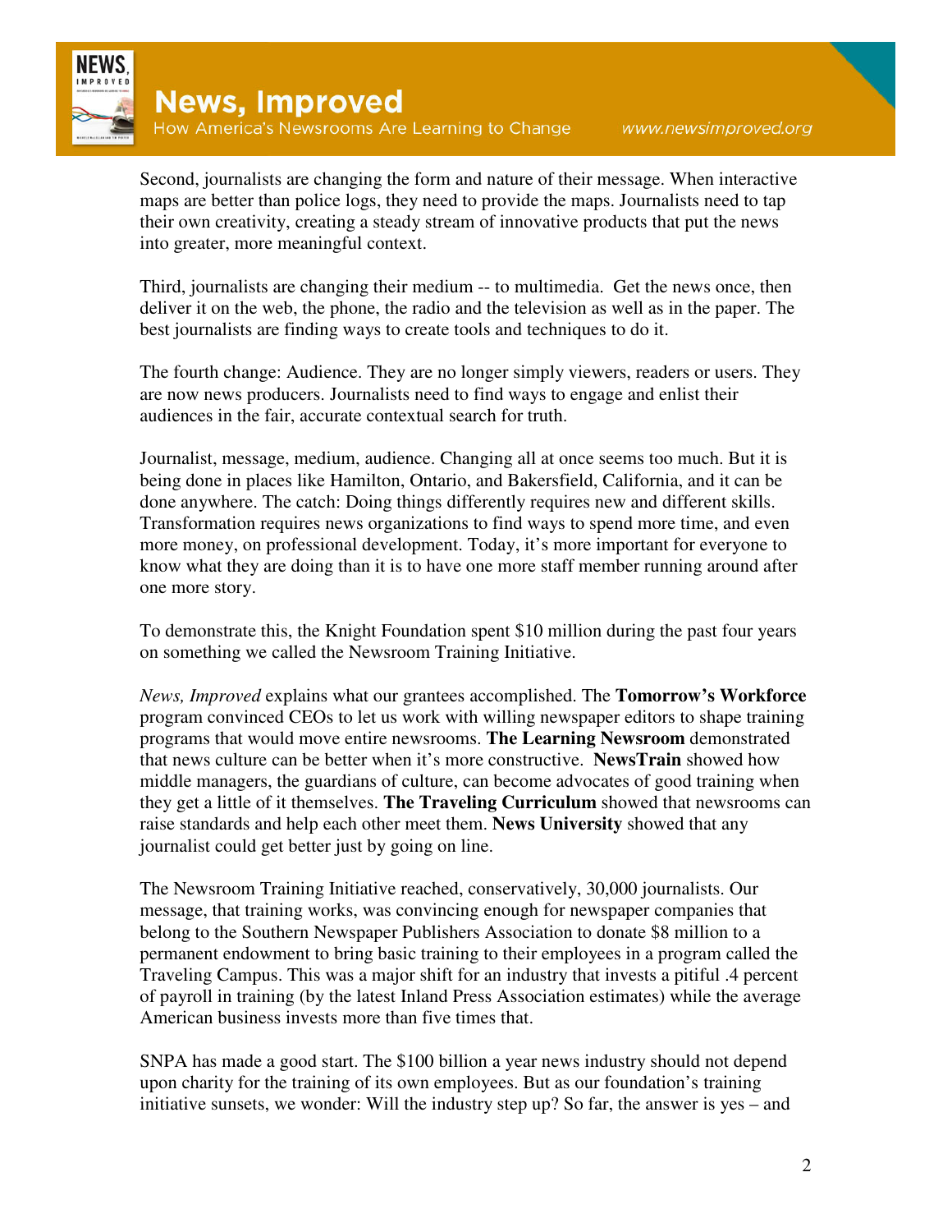Second, journalists are changing the form and nature of their message. When interactive maps are better than police logs, they need to provide the maps. Journalists need to tap their own creativity, creating a steady stream of innovative products that put the news into greater, more meaningful context.

Third, journalists are changing their medium -- to multimedia. Get the news once, then deliver it on the web, the phone, the radio and the television as well as in the paper. The best journalists are finding ways to create tools and techniques to do it.

The fourth change: Audience. They are no longer simply viewers, readers or users. They are now news producers. Journalists need to find ways to engage and enlist their audiences in the fair, accurate contextual search for truth.

Journalist, message, medium, audience. Changing all at once seems too much. But it is being done in places like Hamilton, Ontario, and Bakersfield, California, and it can be done anywhere. The catch: Doing things differently requires new and different skills. Transformation requires news organizations to find ways to spend more time, and even more money, on professional development. Today, it's more important for everyone to know what they are doing than it is to have one more staff member running around after one more story.

To demonstrate this, the Knight Foundation spent $10 million during the past four years on something we called the Newsroom Training Initiative.

*News, Improved* explains what our grantees accomplished. The **Tomorrow's Workforce** program convinced CEOs to let us work with willing newspaper editors to shape training programs that would move entire newsrooms. **The Learning Newsroom** demonstrated that news culture can be better when it's more constructive. **NewsTrain** showed how middle managers, the guardians of culture, can become advocates of good training when they get a little of it themselves. **The Traveling Curriculum** showed that newsrooms can raise standards and help each other meet them. **News University** showed that any journalist could get better just by going on line.

The Newsroom Training Initiative reached, conservatively, 30,000 journalists. Our message, that training works, was convincing enough for newspaper companies that belong to the Southern Newspaper Publishers Association to donate $8 million to a permanent endowment to bring basic training to their employees in a program called the Traveling Campus. This was a major shift for an industry that invests a pitiful .4 percent of payroll in training (by the latest Inland Press Association estimates) while the average American business invests more than five times that.

SNPA has made a good start. The $100 billion a year news industry should not depend upon charity for the training of its own employees. But as our foundation's training initiative sunsets, we wonder: Will the industry step up? So far, the answer is yes – and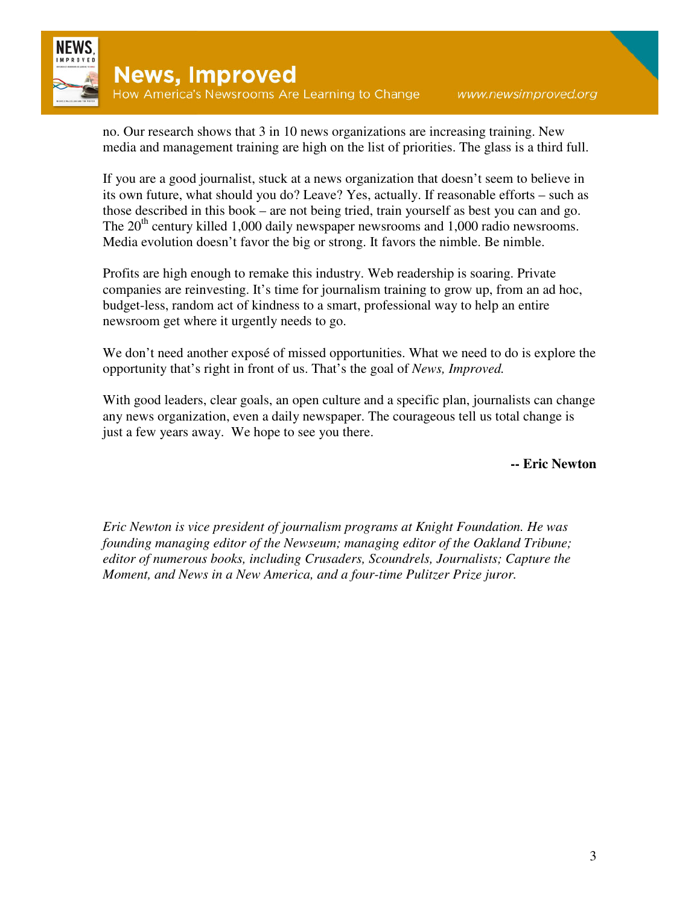no. Our research shows that 3 in 10 news organizations are increasing training. New media and management training are high on the list of priorities. The glass is a third full.

If you are a good journalist, stuck at a news organization that doesn't seem to believe in its own future, what should you do? Leave? Yes, actually. If reasonable efforts – such as those described in this book – are not being tried, train yourself as best you can and go. The 20th century killed 1,000 daily newspaper newsrooms and 1,000 radio newsrooms. Media evolution doesn't favor the big or strong. It favors the nimble. Be nimble.

Profits are high enough to remake this industry. Web readership is soaring. Private companies are reinvesting. It's time for journalism training to grow up, from an ad hoc, budget-less, random act of kindness to a smart, professional way to help an entire newsroom get where it urgently needs to go.

We don't need another exposé of missed opportunities. What we need to do is explore the opportunity that's right in front of us. That's the goal of *News, Improved.*

With good leaders, clear goals, an open culture and a specific plan, journalists can change any news organization, even a daily newspaper. The courageous tell us total change is just a few years away. We hope to see you there.

**-- Eric Newton**

*Eric Newton is vice president of journalism programs at Knight Foundation. He was founding managing editor of the Newseum; managing editor of the Oakland Tribune; editor of numerous books, including Crusaders, Scoundrels, Journalists; Capture the Moment, and News in a New America, and a four-time Pulitzer Prize juror.*